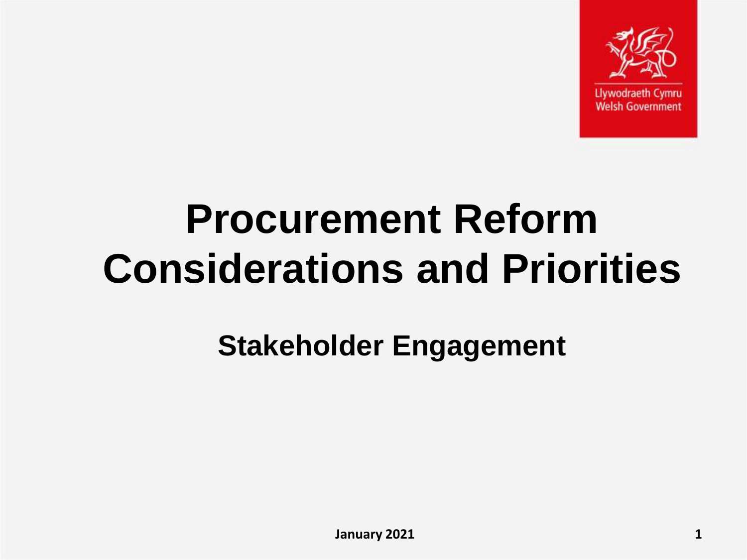Llywodraeth Cymru
Welsh Government

# Procurement Reform Considerations and Priorities

## Stakeholder Engagement

**January 2021**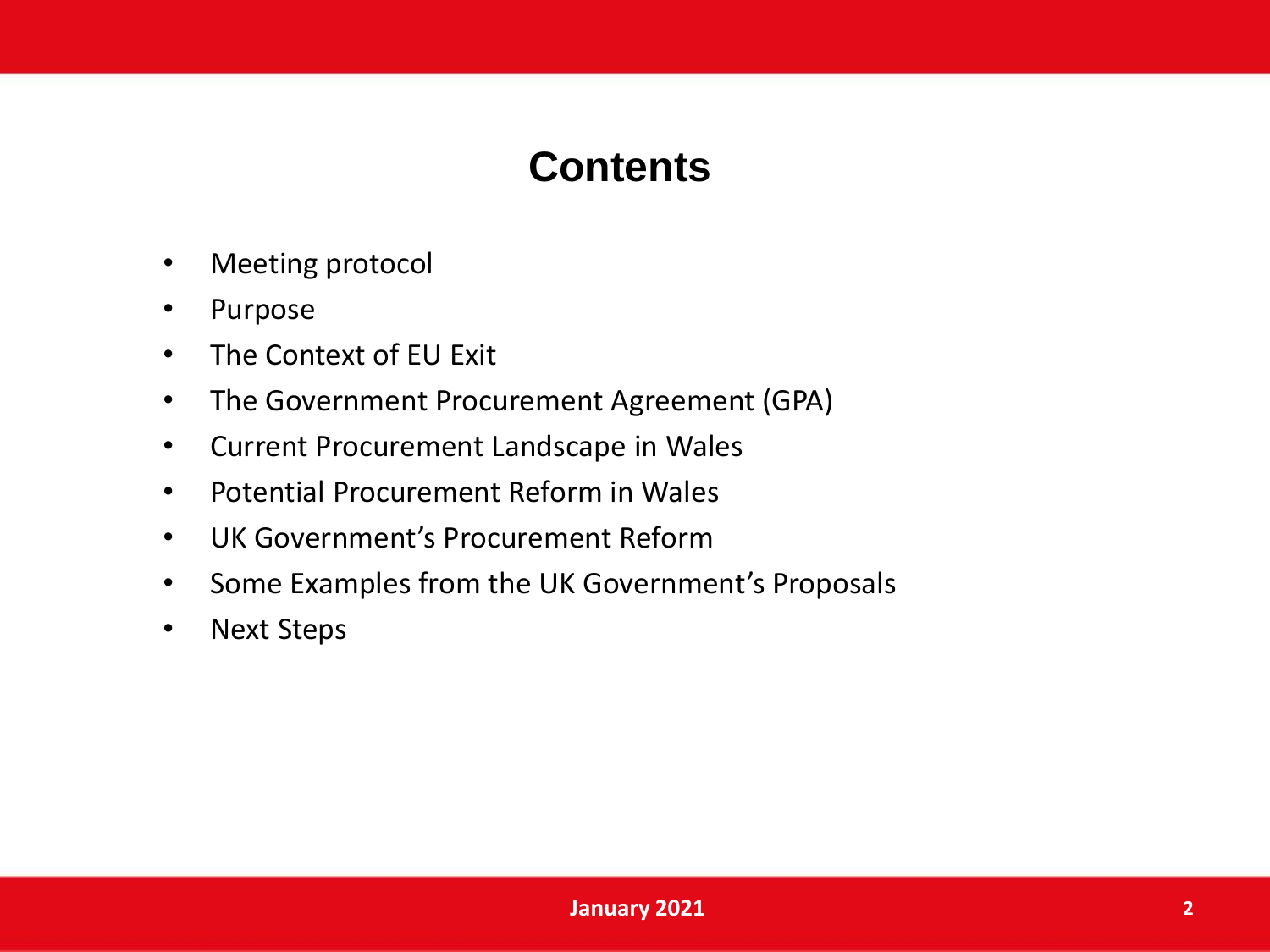# Contents

- Meeting protocol
- Purpose
- The Context of EU Exit
- The Government Procurement Agreement (GPA)
- Current Procurement Landscape in Wales
- Potential Procurement Reform in Wales
- UK Government's Procurement Reform
- Some Examples from the UK Government's Proposals
- Next Steps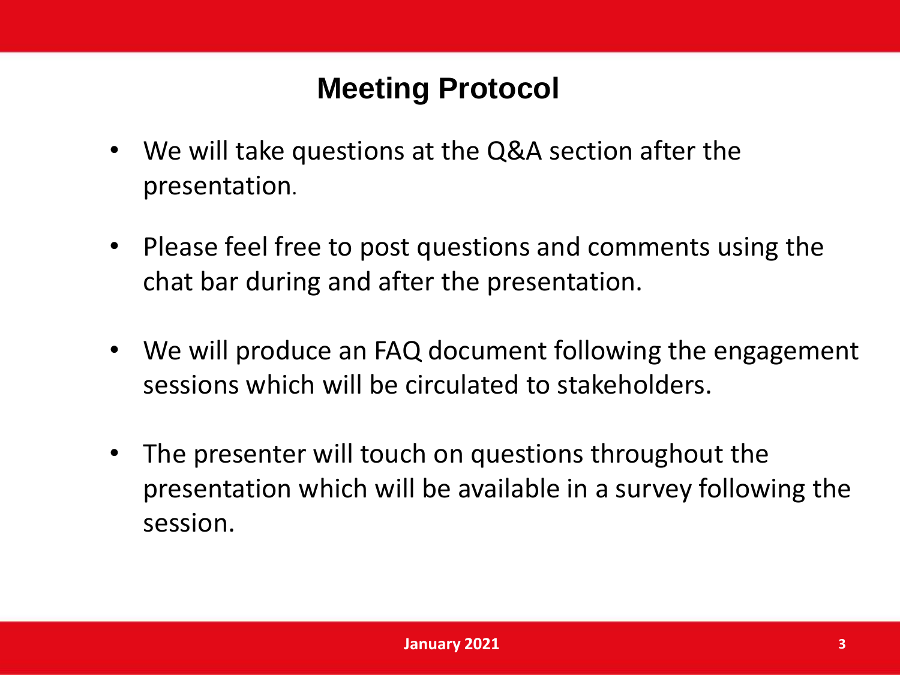# Meeting Protocol

- We will take questions at the Q&A section after the presentation.
- Please feel free to post questions and comments using the chat bar during and after the presentation.
- We will produce an FAQ document following the engagement sessions which will be circulated to stakeholders.
- The presenter will touch on questions throughout the presentation which will be available in a survey following the session.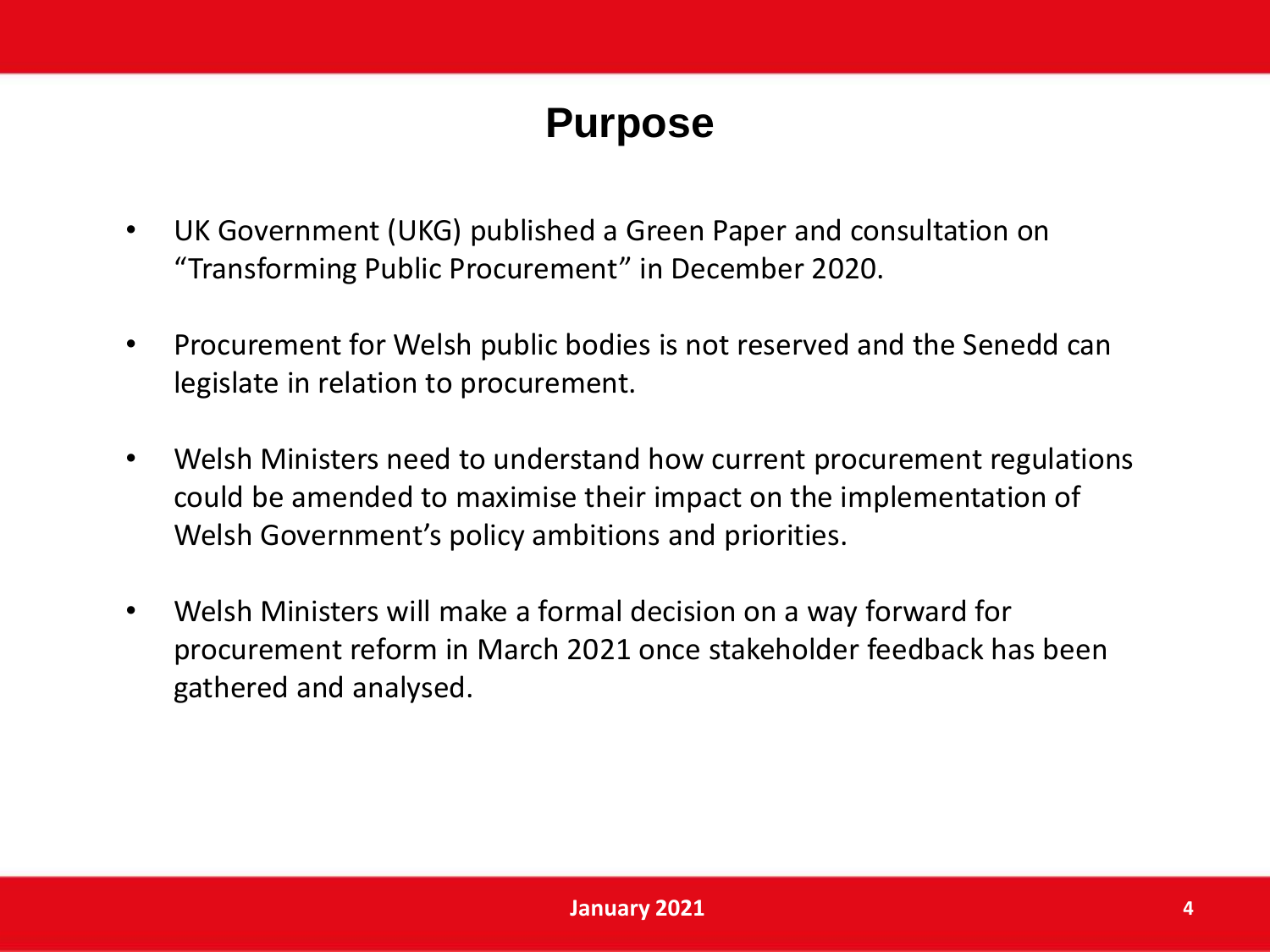# Purpose

- UK Government (UKG) published a Green Paper and consultation on "Transforming Public Procurement" in December 2020.
- Procurement for Welsh public bodies is not reserved and the Senedd can legislate in relation to procurement.
- Welsh Ministers need to understand how current procurement regulations could be amended to maximise their impact on the implementation of Welsh Government's policy ambitions and priorities.
- Welsh Ministers will make a formal decision on a way forward for procurement reform in March 2021 once stakeholder feedback has been gathered and analysed.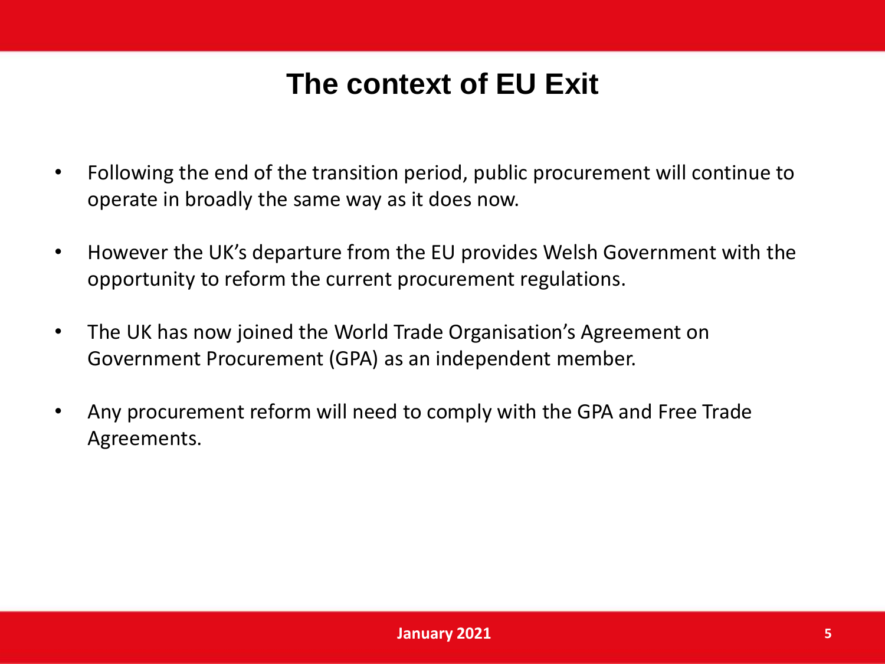# The context of EU Exit

- Following the end of the transition period, public procurement will continue to operate in broadly the same way as it does now.
- However the UK's departure from the EU provides Welsh Government with the opportunity to reform the current procurement regulations.
- The UK has now joined the World Trade Organisation's Agreement on Government Procurement (GPA) as an independent member.
- Any procurement reform will need to comply with the GPA and Free Trade Agreements.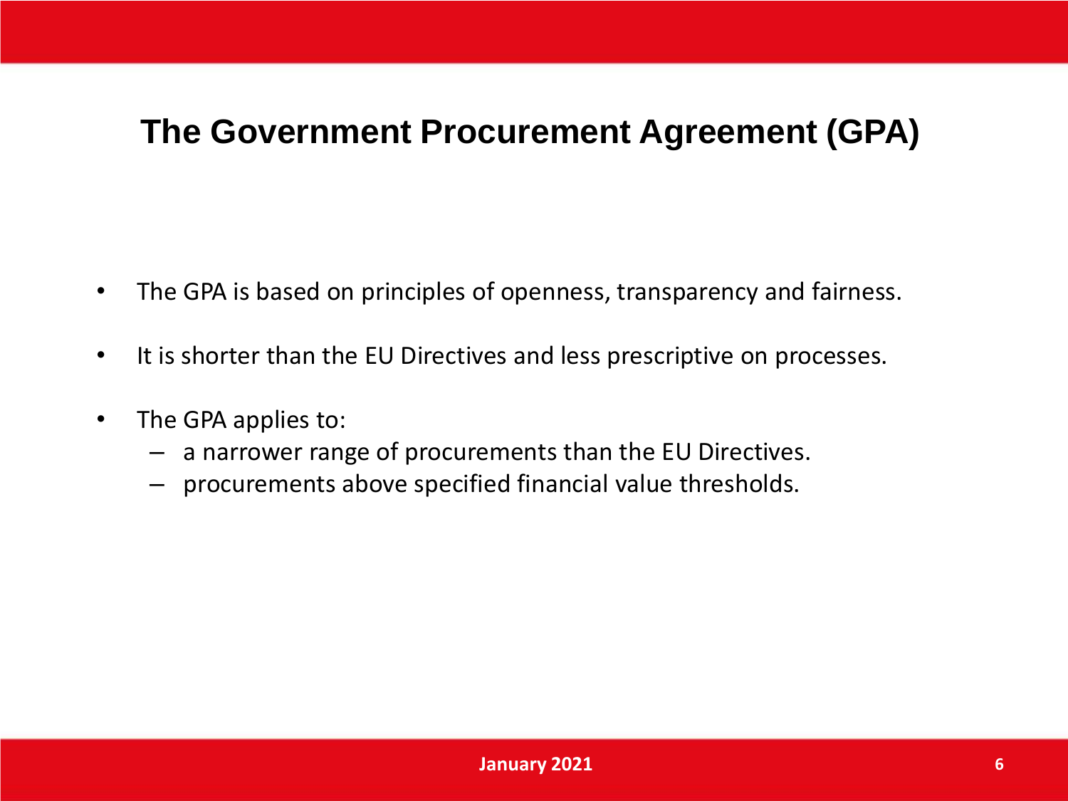# The Government Procurement Agreement (GPA)

- The GPA is based on principles of openness, transparency and fairness.
- It is shorter than the EU Directives and less prescriptive on processes.
- The GPA applies to:
  - a narrower range of procurements than the EU Directives.
  - procurements above specified financial value thresholds.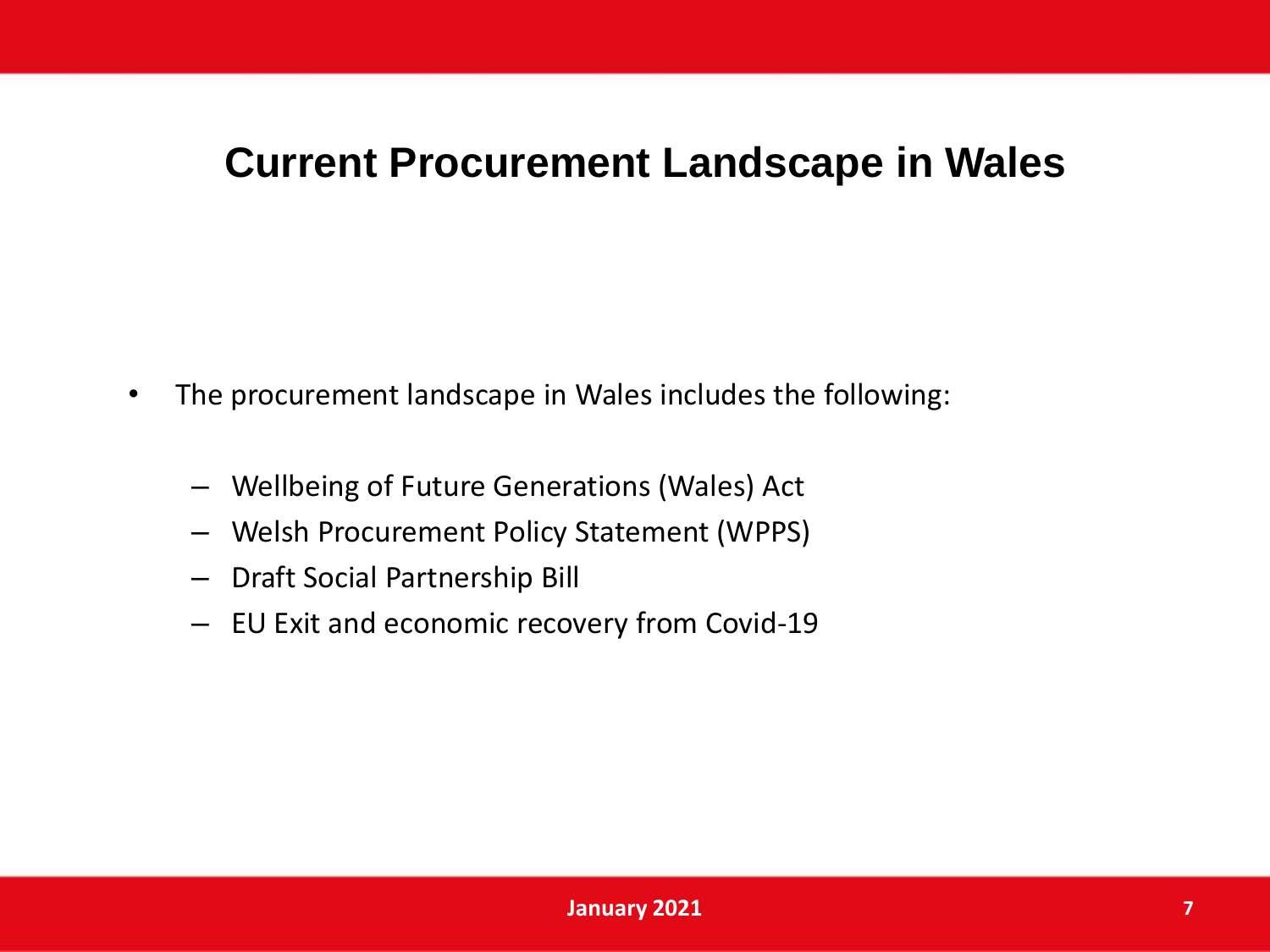# Current Procurement Landscape in Wales

- The procurement landscape in Wales includes the following:
  - Wellbeing of Future Generations (Wales) Act
  - Welsh Procurement Policy Statement (WPPS)
  - Draft Social Partnership Bill
  - EU Exit and economic recovery from Covid-19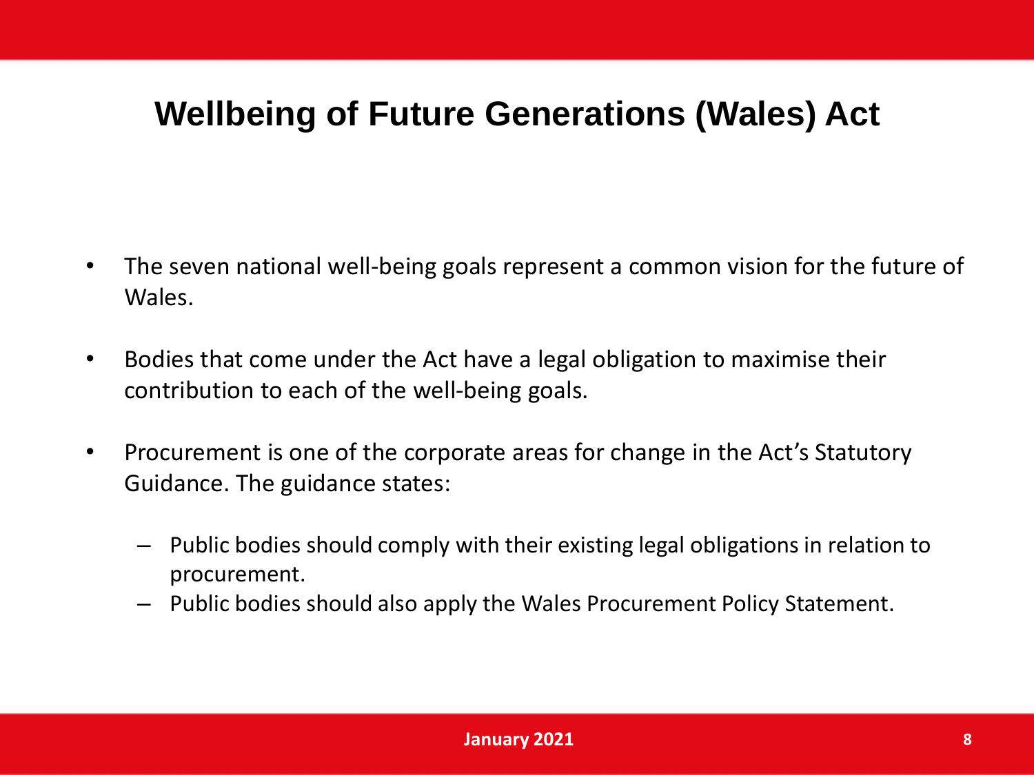# Wellbeing of Future Generations (Wales) Act

- The seven national well-being goals represent a common vision for the future of Wales.
- Bodies that come under the Act have a legal obligation to maximise their contribution to each of the well-being goals.
- Procurement is one of the corporate areas for change in the Act's Statutory Guidance. The guidance states:
  - Public bodies should comply with their existing legal obligations in relation to procurement.
  - Public bodies should also apply the Wales Procurement Policy Statement.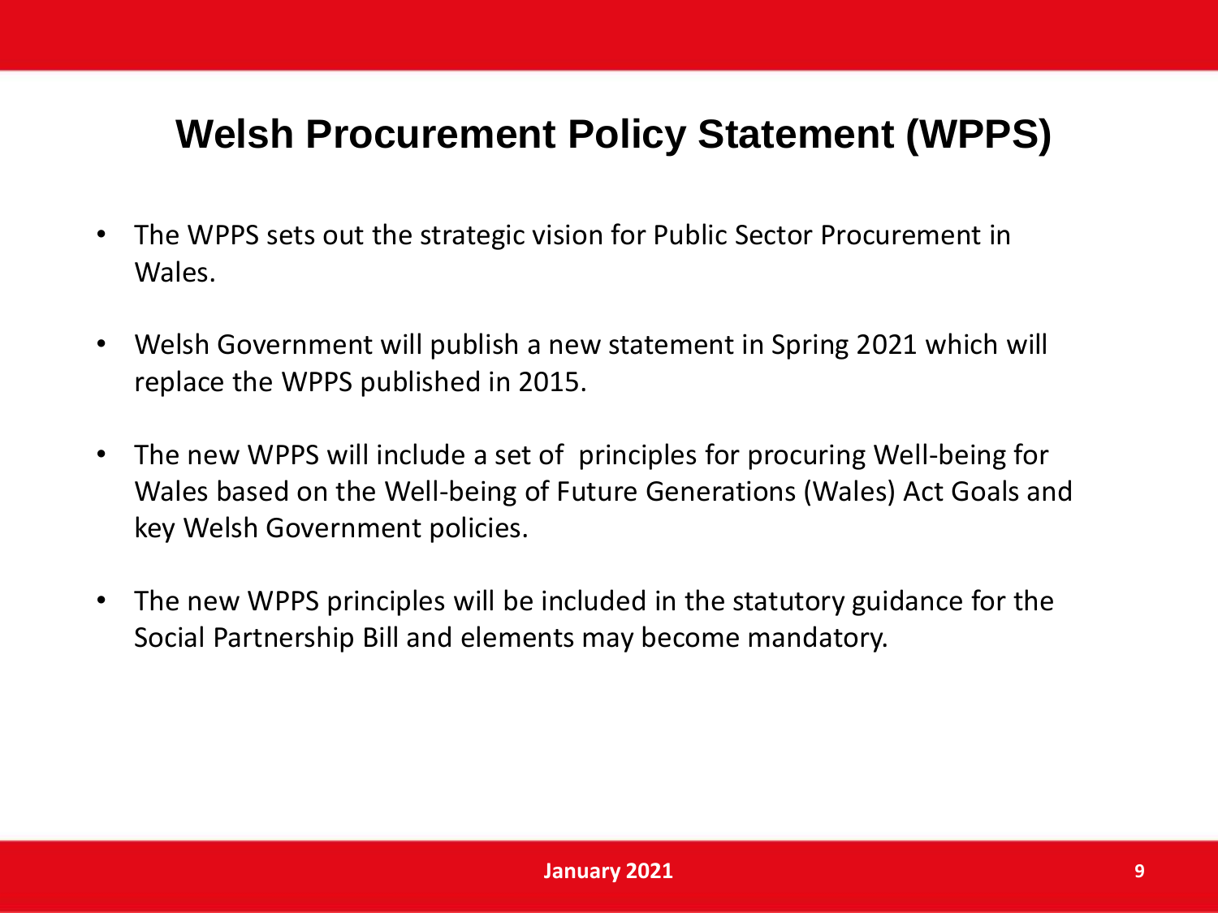# Welsh Procurement Policy Statement (WPPS)

- The WPPS sets out the strategic vision for Public Sector Procurement in Wales.
- Welsh Government will publish a new statement in Spring 2021 which will replace the WPPS published in 2015.
- The new WPPS will include a set of principles for procuring Well-being for Wales based on the Well-being of Future Generations (Wales) Act Goals and key Welsh Government policies.
- The new WPPS principles will be included in the statutory guidance for the Social Partnership Bill and elements may become mandatory.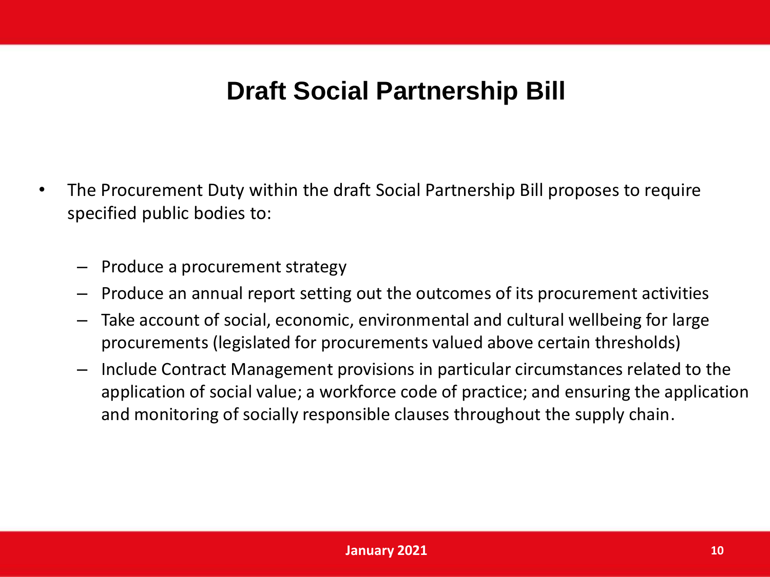# Draft Social Partnership Bill

- The Procurement Duty within the draft Social Partnership Bill proposes to require specified public bodies to:
  - Produce a procurement strategy
  - Produce an annual report setting out the outcomes of its procurement activities
  - Take account of social, economic, environmental and cultural wellbeing for large procurements (legislated for procurements valued above certain thresholds)
  - Include Contract Management provisions in particular circumstances related to the application of social value; a workforce code of practice; and ensuring the application and monitoring of socially responsible clauses throughout the supply chain.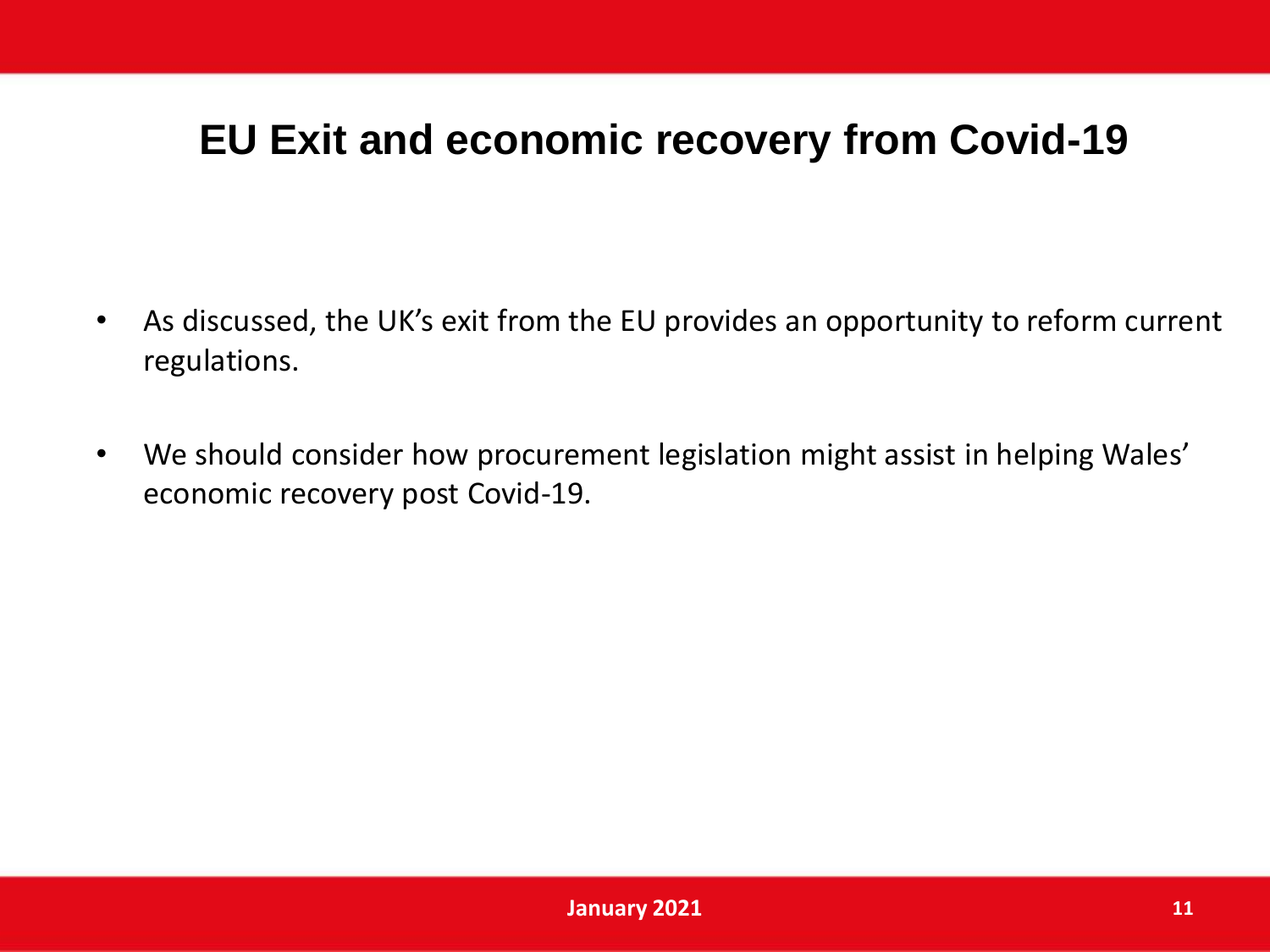# EU Exit and economic recovery from Covid-19

- As discussed, the UK's exit from the EU provides an opportunity to reform current regulations.
- We should consider how procurement legislation might assist in helping Wales' economic recovery post Covid-19.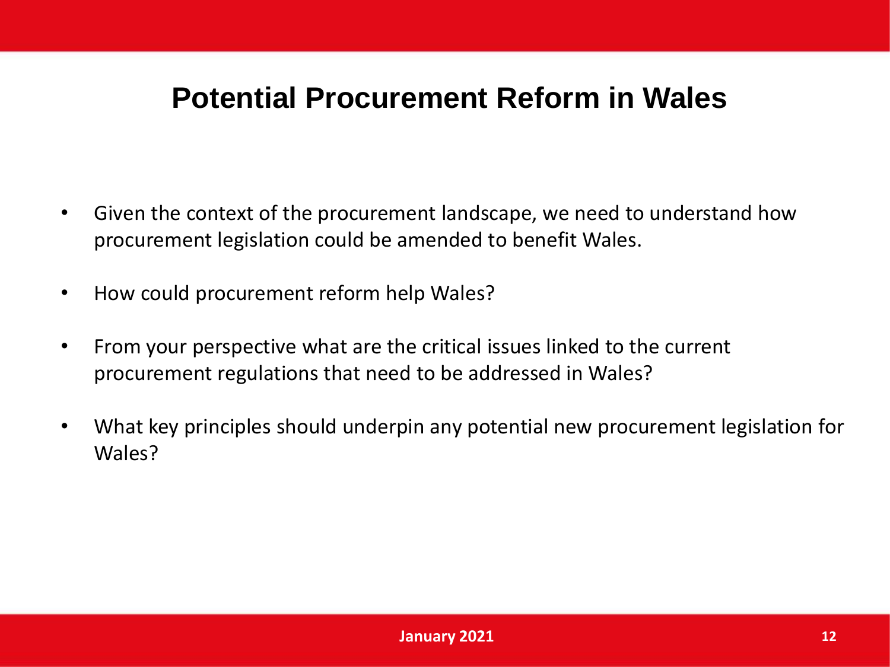# Potential Procurement Reform in Wales

- Given the context of the procurement landscape, we need to understand how procurement legislation could be amended to benefit Wales.
- How could procurement reform help Wales?
- From your perspective what are the critical issues linked to the current procurement regulations that need to be addressed in Wales?
- What key principles should underpin any potential new procurement legislation for Wales?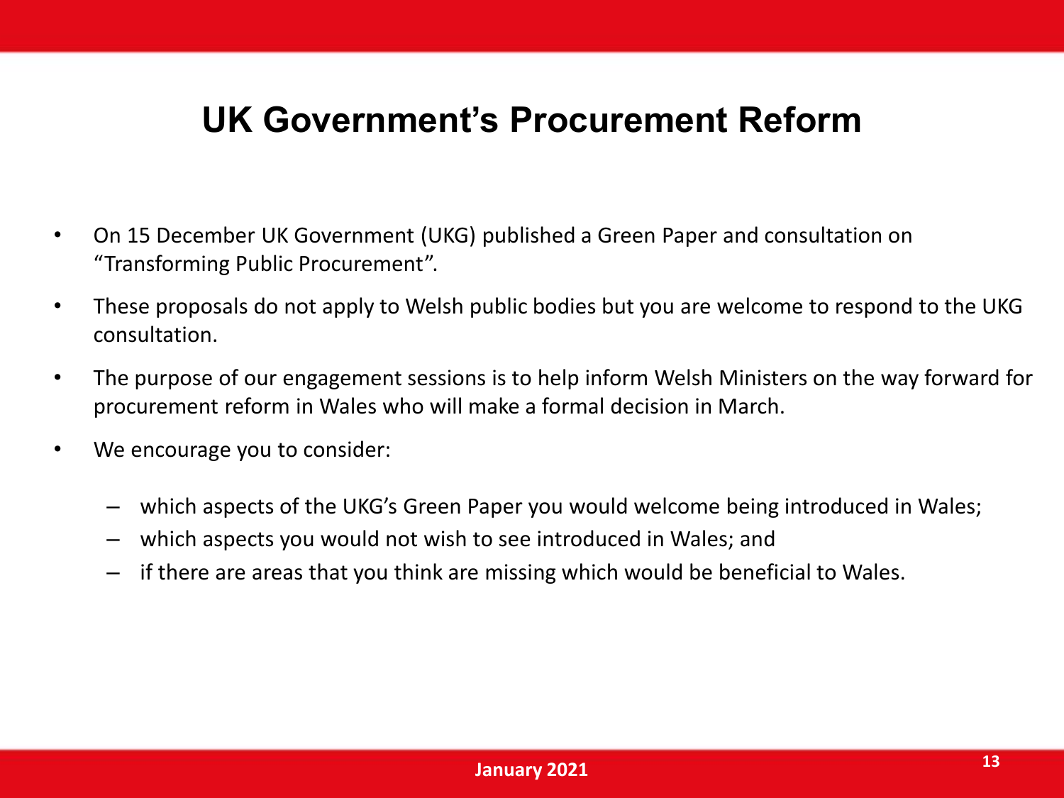# UK Government's Procurement Reform

- On 15 December UK Government (UKG) published a Green Paper and consultation on "Transforming Public Procurement".
- These proposals do not apply to Welsh public bodies but you are welcome to respond to the UKG consultation.
- The purpose of our engagement sessions is to help inform Welsh Ministers on the way forward for procurement reform in Wales who will make a formal decision in March.
- We encourage you to consider:
  - which aspects of the UKG's Green Paper you would welcome being introduced in Wales;
  - which aspects you would not wish to see introduced in Wales; and
  - if there are areas that you think are missing which would be beneficial to Wales.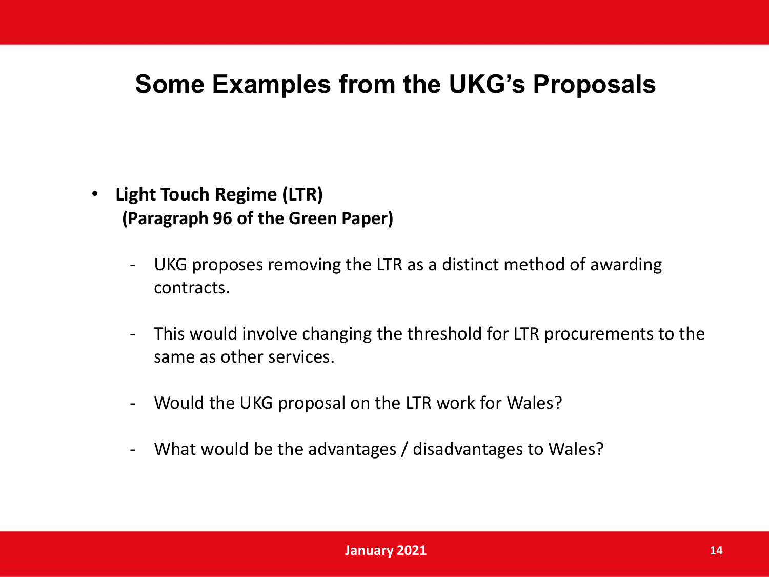# Some Examples from the UKG's Proposals

- **Light Touch Regime (LTR)**
  **(Paragraph 96 of the Green Paper)**
  - UKG proposes removing the LTR as a distinct method of awarding contracts.
  - This would involve changing the threshold for LTR procurements to the same as other services.
  - Would the UKG proposal on the LTR work for Wales?
  - What would be the advantages / disadvantages to Wales?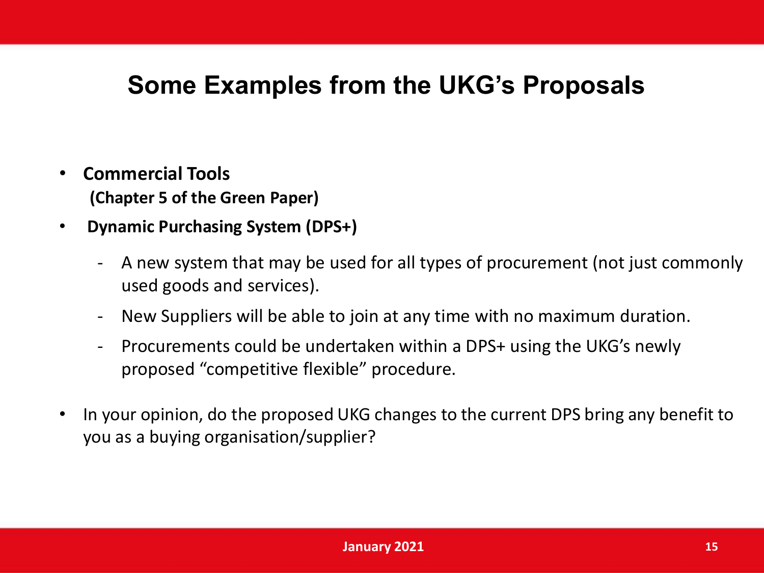# Some Examples from the UKG’s Proposals

- **Commercial Tools**
  **(Chapter 5 of the Green Paper)**
- **Dynamic Purchasing System (DPS+)**
  - A new system that may be used for all types of procurement (not just commonly used goods and services).
  - New Suppliers will be able to join at any time with no maximum duration.
  - Procurements could be undertaken within a DPS+ using the UKG’s newly proposed “competitive flexible” procedure.
- In your opinion, do the proposed UKG changes to the current DPS bring any benefit to you as a buying organisation/supplier?

**January 2021**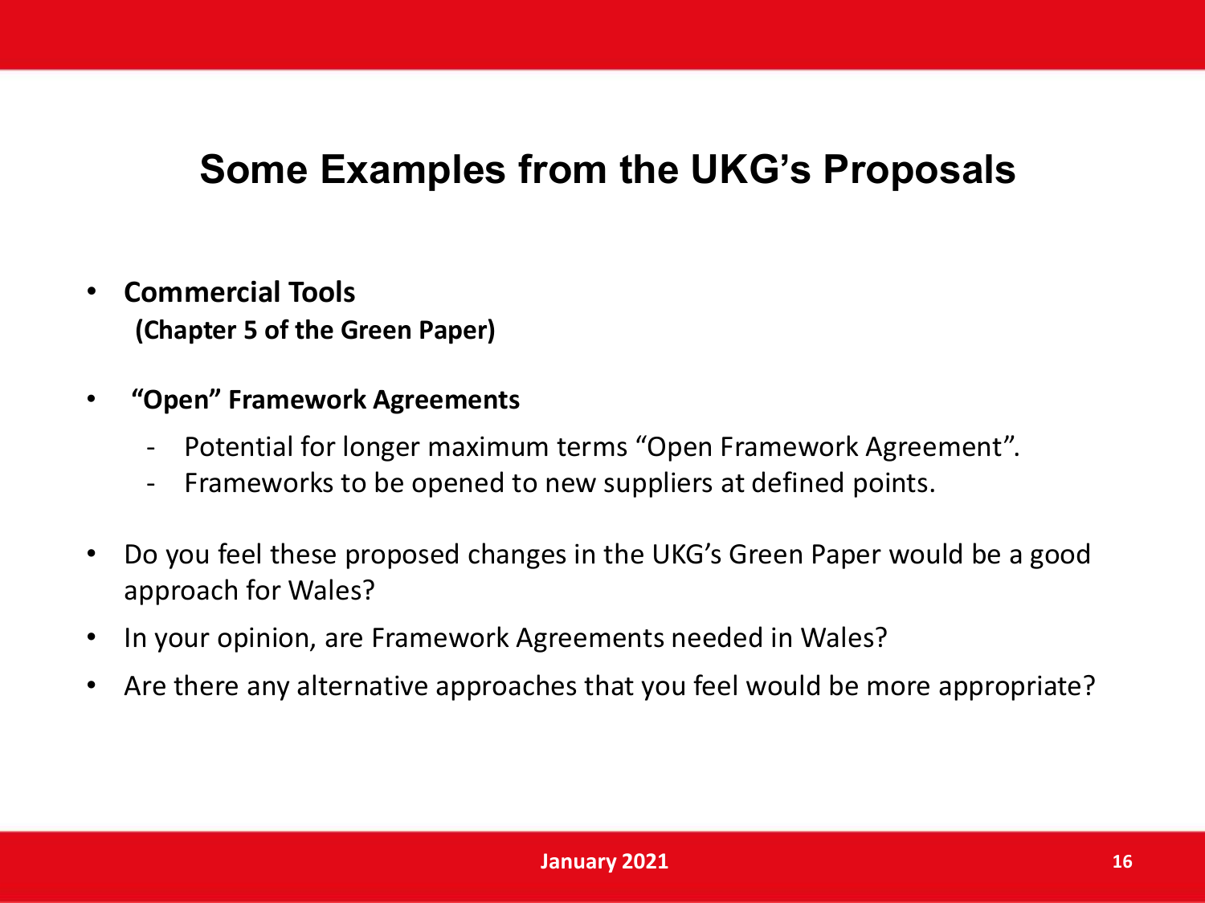# Some Examples from the UKG's Proposals

- **Commercial Tools**
  **(Chapter 5 of the Green Paper)**

- **"Open" Framework Agreements**
  - Potential for longer maximum terms "Open Framework Agreement".
  - Frameworks to be opened to new suppliers at defined points.

- Do you feel these proposed changes in the UKG's Green Paper would be a good approach for Wales?
- In your opinion, are Framework Agreements needed in Wales?
- Are there any alternative approaches that you feel would be more appropriate?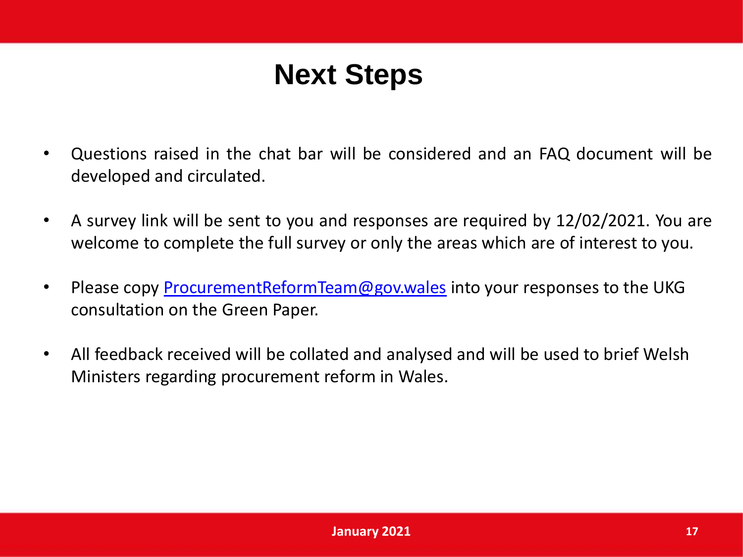# Next Steps

- Questions raised in the chat bar will be considered and an FAQ document will be developed and circulated.
- A survey link will be sent to you and responses are required by 12/02/2021. You are welcome to complete the full survey or only the areas which are of interest to you.
- Please copy ProcurementReformTeam@gov.wales into your responses to the UKG consultation on the Green Paper.
- All feedback received will be collated and analysed and will be used to brief Welsh Ministers regarding procurement reform in Wales.